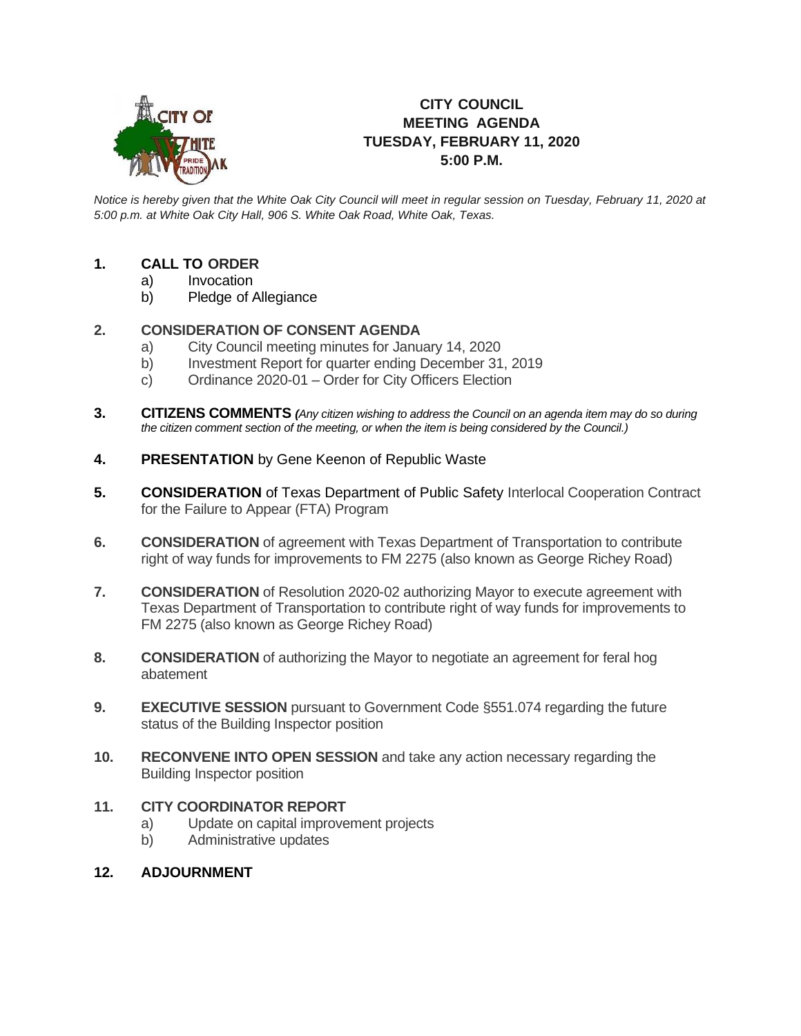# CITY COUNCIL MEETING AGENDA
## TUESDAY, FEBRUARY 11, 2020
## 5:00 P.M.

*Notice is hereby given that the White Oak City Council will meet in regular session on Tuesday, February 11, 2020 at 5:00 p.m. at White Oak City Hall, 906 S. White Oak Road, White Oak, Texas.*

**1. CALL TO ORDER**
- a) Invocation
- b) Pledge of Allegiance

**2. CONSIDERATION OF CONSENT AGENDA**
- a) City Council meeting minutes for January 14, 2020
- b) Investment Report for quarter ending December 31, 2019
- c) Ordinance 2020-01 – Order for City Officers Election

**3. CITIZENS COMMENTS** *(Any citizen wishing to address the Council on an agenda item may do so during the citizen comment section of the meeting, or when the item is being considered by the Council.)*

**4. PRESENTATION** by Gene Keenon of Republic Waste

**5. CONSIDERATION** of Texas Department of Public Safety Interlocal Cooperation Contract for the Failure to Appear (FTA) Program

**6. CONSIDERATION** of agreement with Texas Department of Transportation to contribute right of way funds for improvements to FM 2275 (also known as George Richey Road)

**7. CONSIDERATION** of Resolution 2020-02 authorizing Mayor to execute agreement with Texas Department of Transportation to contribute right of way funds for improvements to FM 2275 (also known as George Richey Road)

**8. CONSIDERATION** of authorizing the Mayor to negotiate an agreement for feral hog abatement

**9. EXECUTIVE SESSION** pursuant to Government Code §551.074 regarding the future status of the Building Inspector position

**10. RECONVENE INTO OPEN SESSION** and take any action necessary regarding the Building Inspector position

**11. CITY COORDINATOR REPORT**
- a) Update on capital improvement projects
- b) Administrative updates

**12. ADJOURNMENT**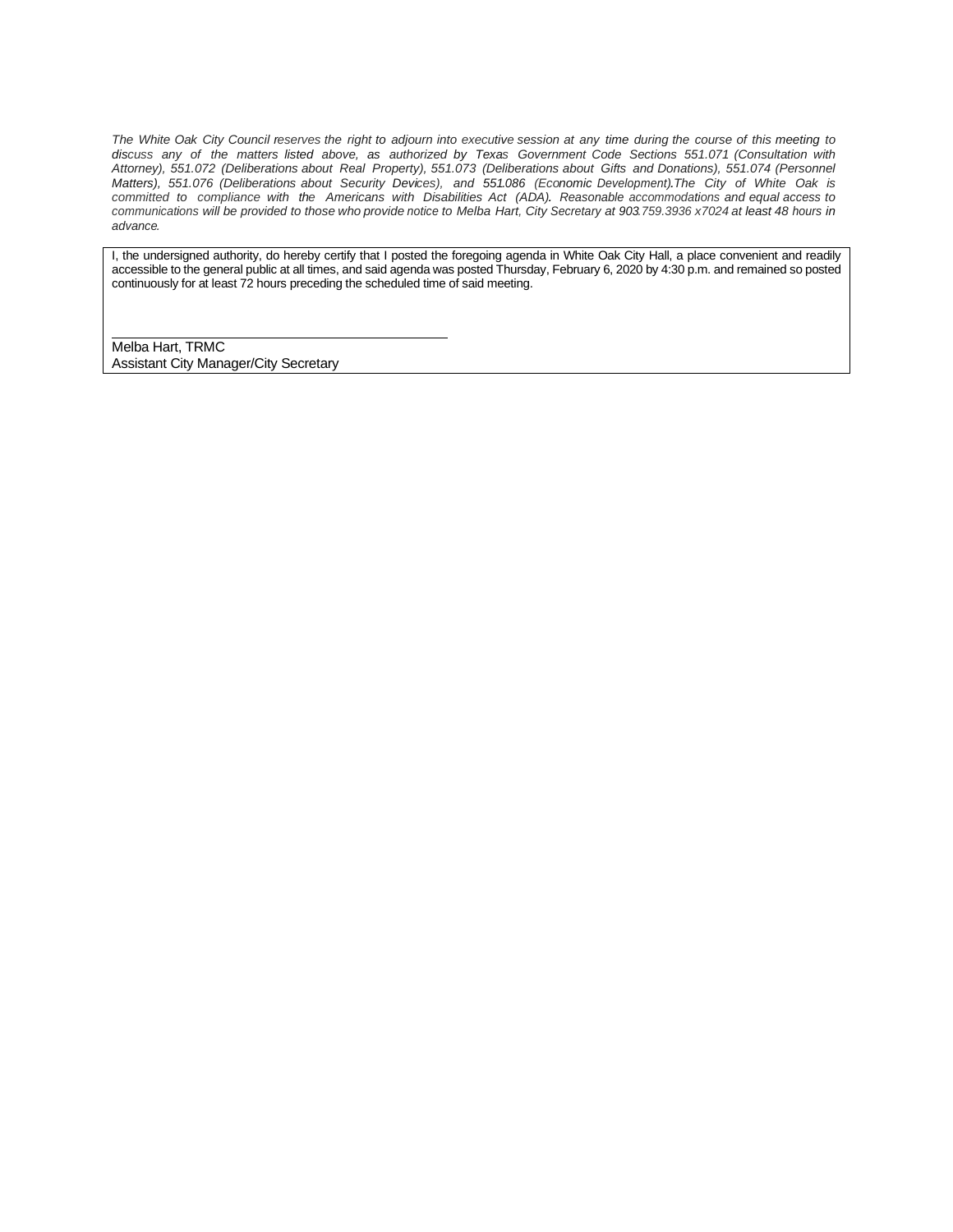*The White Oak City Council reserves the right to adjourn into executive session at any time during the course of this meeting to discuss any of the matters listed above, as authorized by Texas Government Code Sections 551.071 (Consultation with Attorney), 551.072 (Deliberations about Real Property), 551.073 (Deliberations about Gifts and Donations), 551.074 (Personnel Matters), 551.076 (Deliberations about Security Devices), and 551.086 (Economic Development).The City of White Oak is committed to compliance with the Americans with Disabilities Act (ADA). Reasonable accommodations and equal access to communications will be provided to those who provide notice to Melba Hart, City Secretary at 903.759.3936 x7024 at least 48 hours in advance.*

I, the undersigned authority, do hereby certify that I posted the foregoing agenda in White Oak City Hall, a place convenient and readily accessible to the general public at all times, and said agenda was posted Thursday, February 6, 2020 by 4:30 p.m. and remained so posted continuously for at least 72 hours preceding the scheduled time of said meeting.

\_\_\_\_\_\_\_\_\_\_\_\_\_\_\_\_\_\_\_\_\_\_\_\_\_\_\_\_\_\_\_\_\_\_\_\_\_\_\_\_

Melba Hart, TRMC
Assistant City Manager/City Secretary